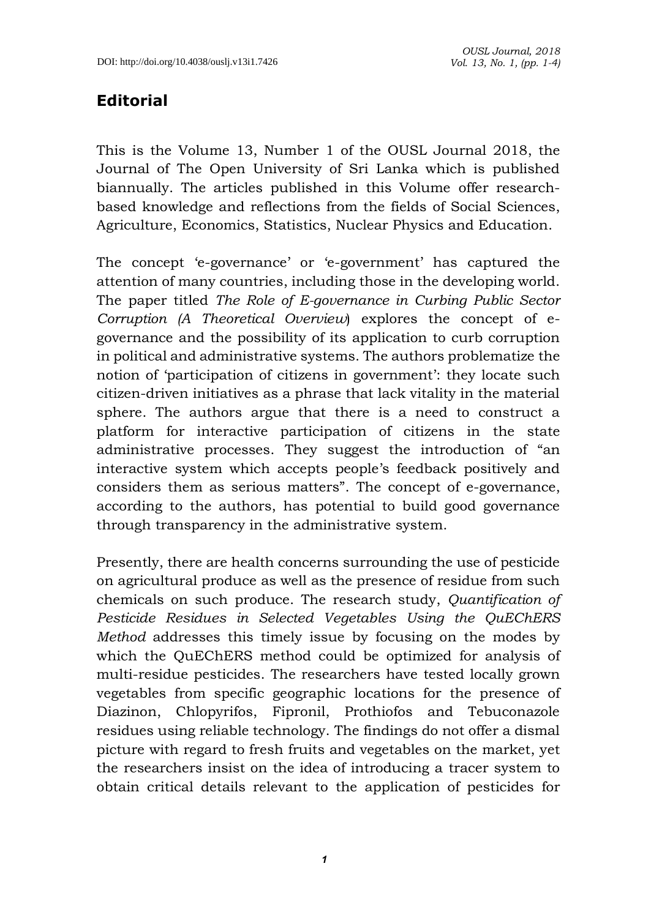# Editorial

This is the Volume 13, Number 1 of the OUSL Journal 2018, the Journal of The Open University of Sri Lanka which is published biannually. The articles published in this Volume offer research-based knowledge and reflections from the fields of Social Sciences, Agriculture, Economics, Statistics, Nuclear Physics and Education.

The concept 'e-governance' or 'e-government' has captured the attention of many countries, including those in the developing world. The paper titled *The Role of E-governance in Curbing Public Sector Corruption (A Theoretical Overview*) explores the concept of e-governance and the possibility of its application to curb corruption in political and administrative systems. The authors problematize the notion of 'participation of citizens in government': they locate such citizen-driven initiatives as a phrase that lack vitality in the material sphere. The authors argue that there is a need to construct a platform for interactive participation of citizens in the state administrative processes. They suggest the introduction of "an interactive system which accepts people's feedback positively and considers them as serious matters". The concept of e-governance, according to the authors, has potential to build good governance through transparency in the administrative system.

Presently, there are health concerns surrounding the use of pesticide on agricultural produce as well as the presence of residue from such chemicals on such produce. The research study, *Quantification of Pesticide Residues in Selected Vegetables Using the QuEChERS Method* addresses this timely issue by focusing on the modes by which the QuEChERS method could be optimized for analysis of multi-residue pesticides. The researchers have tested locally grown vegetables from specific geographic locations for the presence of Diazinon, Chlopyrifos, Fipronil, Prothiofos and Tebuconazole residues using reliable technology. The findings do not offer a dismal picture with regard to fresh fruits and vegetables on the market, yet the researchers insist on the idea of introducing a tracer system to obtain critical details relevant to the application of pesticides for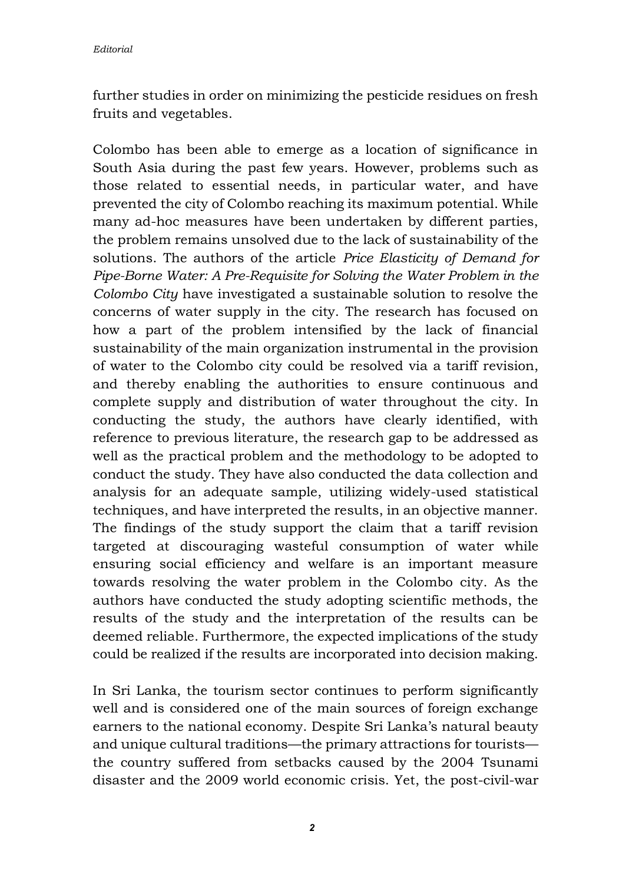further studies in order on minimizing the pesticide residues on fresh fruits and vegetables.

Colombo has been able to emerge as a location of significance in South Asia during the past few years. However, problems such as those related to essential needs, in particular water, and have prevented the city of Colombo reaching its maximum potential. While many ad-hoc measures have been undertaken by different parties, the problem remains unsolved due to the lack of sustainability of the solutions. The authors of the article *Price Elasticity of Demand for Pipe-Borne Water: A Pre-Requisite for Solving the Water Problem in the Colombo City* have investigated a sustainable solution to resolve the concerns of water supply in the city. The research has focused on how a part of the problem intensified by the lack of financial sustainability of the main organization instrumental in the provision of water to the Colombo city could be resolved via a tariff revision, and thereby enabling the authorities to ensure continuous and complete supply and distribution of water throughout the city. In conducting the study, the authors have clearly identified, with reference to previous literature, the research gap to be addressed as well as the practical problem and the methodology to be adopted to conduct the study. They have also conducted the data collection and analysis for an adequate sample, utilizing widely-used statistical techniques, and have interpreted the results, in an objective manner. The findings of the study support the claim that a tariff revision targeted at discouraging wasteful consumption of water while ensuring social efficiency and welfare is an important measure towards resolving the water problem in the Colombo city. As the authors have conducted the study adopting scientific methods, the results of the study and the interpretation of the results can be deemed reliable. Furthermore, the expected implications of the study could be realized if the results are incorporated into decision making.

In Sri Lanka, the tourism sector continues to perform significantly well and is considered one of the main sources of foreign exchange earners to the national economy. Despite Sri Lanka's natural beauty and unique cultural traditions—the primary attractions for tourists—the country suffered from setbacks caused by the 2004 Tsunami disaster and the 2009 world economic crisis. Yet, the post-civil-war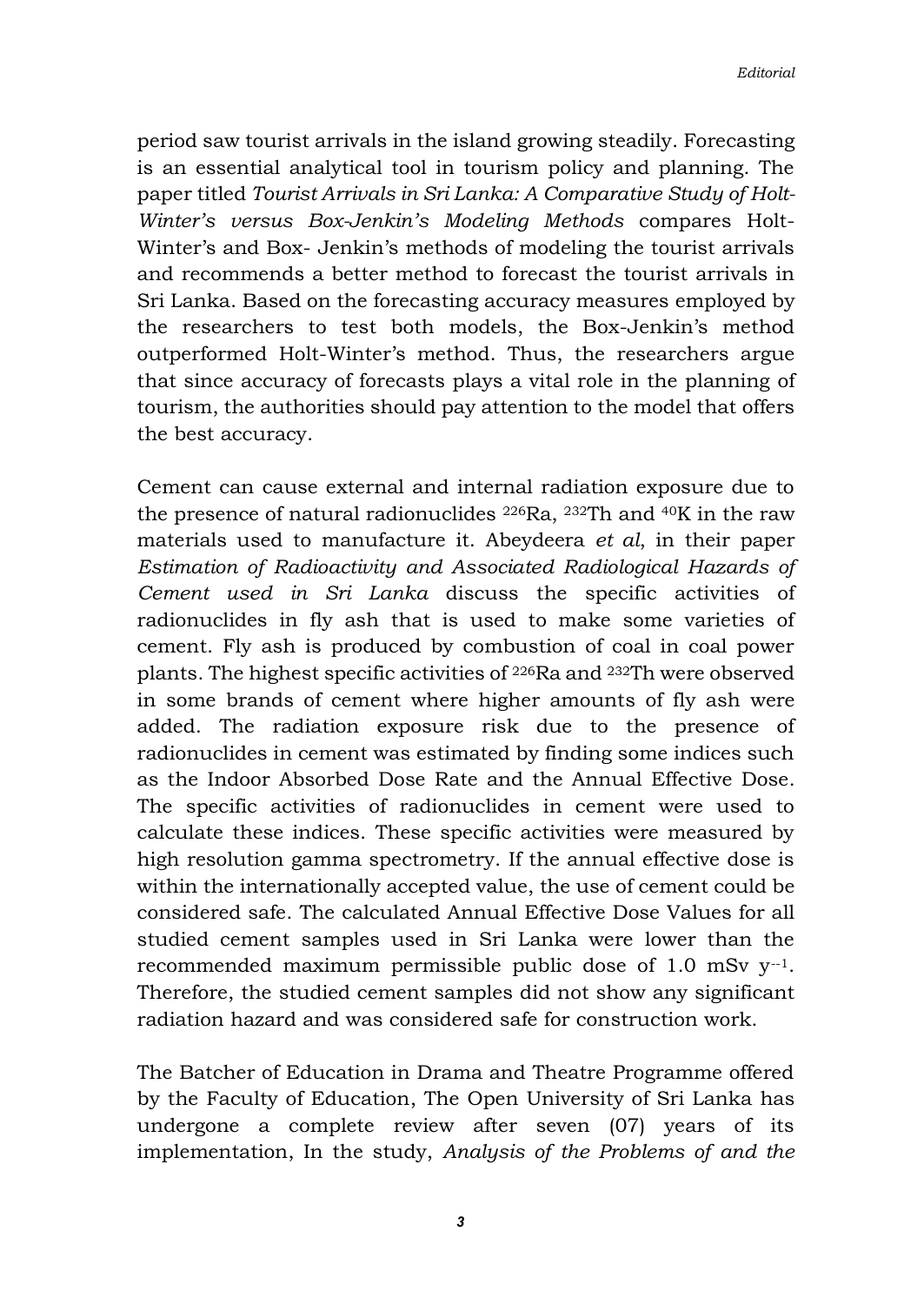period saw tourist arrivals in the island growing steadily. Forecasting is an essential analytical tool in tourism policy and planning. The paper titled *Tourist Arrivals in Sri Lanka: A Comparative Study of Holt-Winter's versus Box-Jenkin's Modeling Methods* compares Holt-Winter's and Box- Jenkin's methods of modeling the tourist arrivals and recommends a better method to forecast the tourist arrivals in Sri Lanka. Based on the forecasting accuracy measures employed by the researchers to test both models, the Box-Jenkin's method outperformed Holt-Winter's method. Thus, the researchers argue that since accuracy of forecasts plays a vital role in the planning of tourism, the authorities should pay attention to the model that offers the best accuracy.

Cement can cause external and internal radiation exposure due to the presence of natural radionuclides $^{226}Ra$, $^{232}Th$ and $^{40}K$ in the raw materials used to manufacture it. Abeydeera *et al*, in their paper *Estimation of Radioactivity and Associated Radiological Hazards of Cement used in Sri Lanka* discuss the specific activities of radionuclides in fly ash that is used to make some varieties of cement. Fly ash is produced by combustion of coal in coal power plants. The highest specific activities of $^{226}Ra$ and $^{232}Th$ were observed in some brands of cement where higher amounts of fly ash were added. The radiation exposure risk due to the presence of radionuclides in cement was estimated by finding some indices such as the Indoor Absorbed Dose Rate and the Annual Effective Dose. The specific activities of radionuclides in cement were used to calculate these indices. These specific activities were measured by high resolution gamma spectrometry. If the annual effective dose is within the internationally accepted value, the use of cement could be considered safe. The calculated Annual Effective Dose Values for all studied cement samples used in Sri Lanka were lower than the recommended maximum permissible public dose of 1.0 mSv $y^{--1}$. Therefore, the studied cement samples did not show any significant radiation hazard and was considered safe for construction work.

The Batcher of Education in Drama and Theatre Programme offered by the Faculty of Education, The Open University of Sri Lanka has undergone a complete review after seven (07) years of its implementation, In the study, *Analysis of the Problems of and the*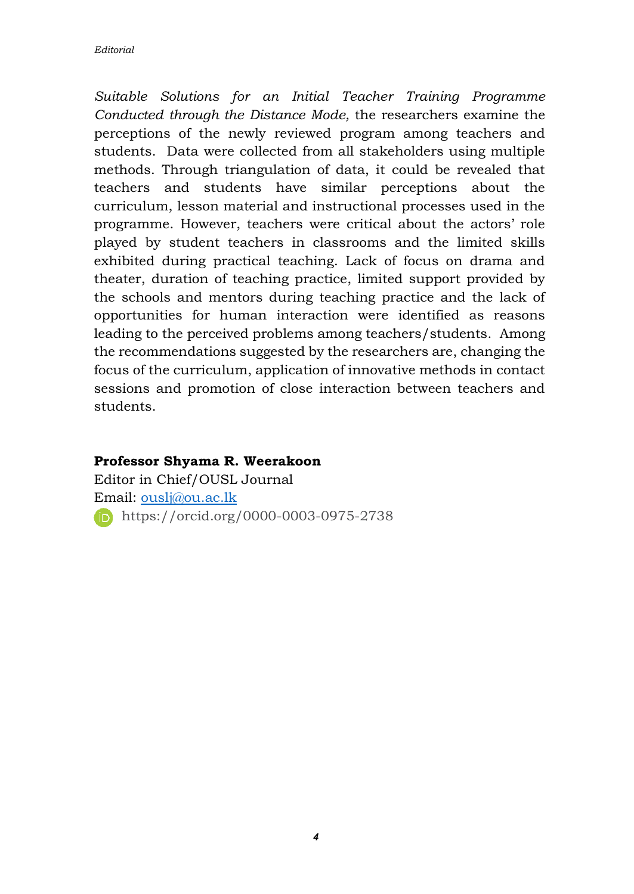*Suitable Solutions for an Initial Teacher Training Programme Conducted through the Distance Mode,* the researchers examine the perceptions of the newly reviewed program among teachers and students. Data were collected from all stakeholders using multiple methods. Through triangulation of data, it could be revealed that teachers and students have similar perceptions about the curriculum, lesson material and instructional processes used in the programme. However, teachers were critical about the actors' role played by student teachers in classrooms and the limited skills exhibited during practical teaching. Lack of focus on drama and theater, duration of teaching practice, limited support provided by the schools and mentors during teaching practice and the lack of opportunities for human interaction were identified as reasons leading to the perceived problems among teachers/students. Among the recommendations suggested by the researchers are, changing the focus of the curriculum, application of innovative methods in contact sessions and promotion of close interaction between teachers and students.

**Professor Shyama R. Weerakoon**
Editor in Chief/OUSL Journal
Email: [ouslj@ou.ac.lk](mailto:ouslj@ou.ac.lk)
https://orcid.org/0000-0003-0975-2738